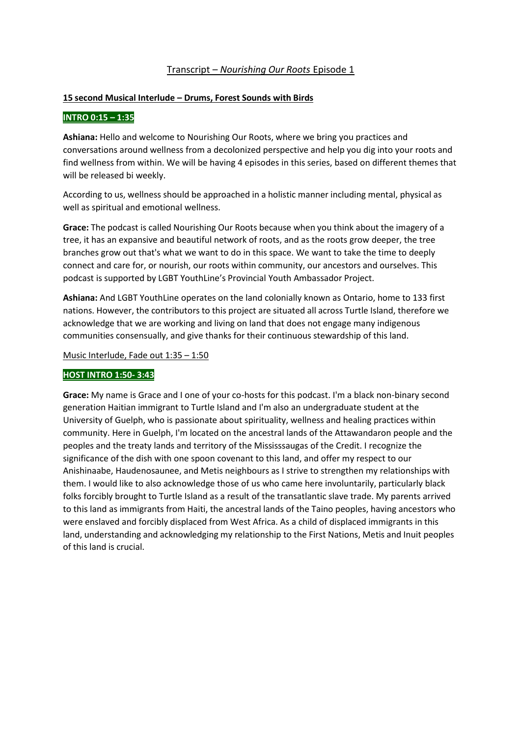# Transcript – *Nourishing Our Roots* Episode 1

**15 second Musical Interlude – Drums, Forest Sounds with Birds**

**INTRO 0:15 – 1:35**

**Ashiana:** Hello and welcome to Nourishing Our Roots, where we bring you practices and conversations around wellness from a decolonized perspective and help you dig into your roots and find wellness from within. We will be having 4 episodes in this series, based on different themes that will be released bi weekly.

According to us, wellness should be approached in a holistic manner including mental, physical as well as spiritual and emotional wellness.

**Grace:** The podcast is called Nourishing Our Roots because when you think about the imagery of a tree, it has an expansive and beautiful network of roots, and as the roots grow deeper, the tree branches grow out that's what we want to do in this space. We want to take the time to deeply connect and care for, or nourish, our roots within community, our ancestors and ourselves. This podcast is supported by LGBT YouthLine's Provincial Youth Ambassador Project.

**Ashiana:** And LGBT YouthLine operates on the land colonially known as Ontario, home to 133 first nations. However, the contributors to this project are situated all across Turtle Island, therefore we acknowledge that we are working and living on land that does not engage many indigenous communities consensually, and give thanks for their continuous stewardship of this land.

Music Interlude, Fade out 1:35 – 1:50

**HOST INTRO 1:50- 3:43**

**Grace:** My name is Grace and I one of your co-hosts for this podcast. I'm a black non-binary second generation Haitian immigrant to Turtle Island and I'm also an undergraduate student at the University of Guelph, who is passionate about spirituality, wellness and healing practices within community. Here in Guelph, I'm located on the ancestral lands of the Attawandaron people and the peoples and the treaty lands and territory of the Mississsaugas of the Credit. I recognize the significance of the dish with one spoon covenant to this land, and offer my respect to our Anishinaabe, Haudenosaunee, and Metis neighbours as I strive to strengthen my relationships with them. I would like to also acknowledge those of us who came here involuntarily, particularly black folks forcibly brought to Turtle Island as a result of the transatlantic slave trade. My parents arrived to this land as immigrants from Haiti, the ancestral lands of the Taino peoples, having ancestors who were enslaved and forcibly displaced from West Africa. As a child of displaced immigrants in this land, understanding and acknowledging my relationship to the First Nations, Metis and Inuit peoples of this land is crucial.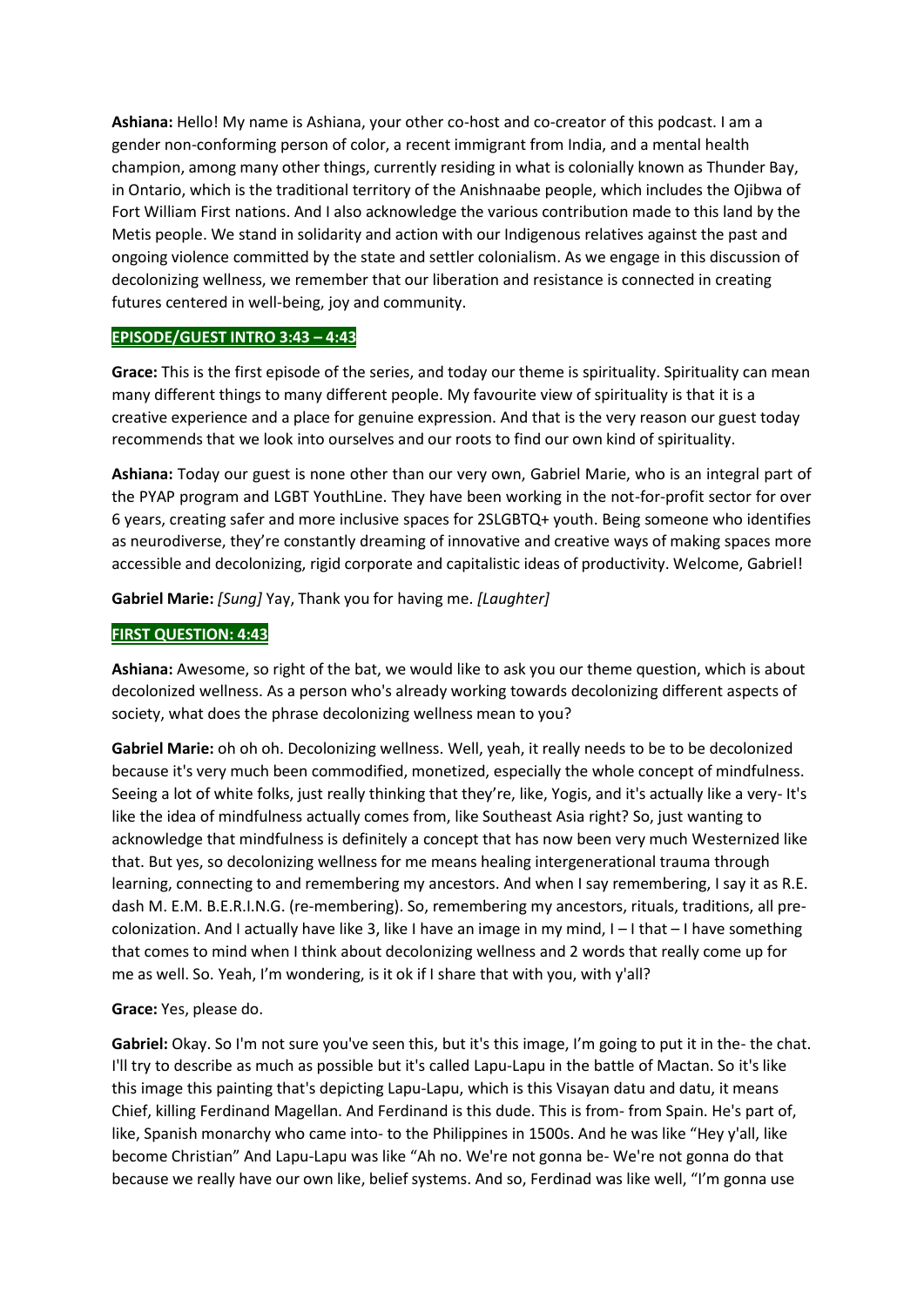**Ashiana:** Hello! My name is Ashiana, your other co-host and co-creator of this podcast. I am a gender non-conforming person of color, a recent immigrant from India, and a mental health champion, among many other things, currently residing in what is colonially known as Thunder Bay, in Ontario, which is the traditional territory of the Anishnaabe people, which includes the Ojibwa of Fort William First nations. And I also acknowledge the various contribution made to this land by the Metis people. We stand in solidarity and action with our Indigenous relatives against the past and ongoing violence committed by the state and settler colonialism. As we engage in this discussion of decolonizing wellness, we remember that our liberation and resistance is connected in creating futures centered in well-being, joy and community.

**EPISODE/GUEST INTRO 3:43 – 4:43**

**Grace:** This is the first episode of the series, and today our theme is spirituality. Spirituality can mean many different things to many different people. My favourite view of spirituality is that it is a creative experience and a place for genuine expression. And that is the very reason our guest today recommends that we look into ourselves and our roots to find our own kind of spirituality.

**Ashiana:** Today our guest is none other than our very own, Gabriel Marie, who is an integral part of the PYAP program and LGBT YouthLine. They have been working in the not-for-profit sector for over 6 years, creating safer and more inclusive spaces for 2SLGBTQ+ youth. Being someone who identifies as neurodiverse, they're constantly dreaming of innovative and creative ways of making spaces more accessible and decolonizing, rigid corporate and capitalistic ideas of productivity. Welcome, Gabriel!

**Gabriel Marie:** *[Sung]* Yay, Thank you for having me. *[Laughter]*

**FIRST QUESTION: 4:43**

**Ashiana:** Awesome, so right of the bat, we would like to ask you our theme question, which is about decolonized wellness. As a person who's already working towards decolonizing different aspects of society, what does the phrase decolonizing wellness mean to you?

**Gabriel Marie:** oh oh oh. Decolonizing wellness. Well, yeah, it really needs to be to be decolonized because it's very much been commodified, monetized, especially the whole concept of mindfulness. Seeing a lot of white folks, just really thinking that they're, like, Yogis, and it's actually like a very- It's like the idea of mindfulness actually comes from, like Southeast Asia right? So, just wanting to acknowledge that mindfulness is definitely a concept that has now been very much Westernized like that. But yes, so decolonizing wellness for me means healing intergenerational trauma through learning, connecting to and remembering my ancestors. And when I say remembering, I say it as R.E. dash M. E.M. B.E.R.I.N.G. (re-membering). So, remembering my ancestors, rituals, traditions, all pre-colonization. And I actually have like 3, like I have an image in my mind, I – I that – I have something that comes to mind when I think about decolonizing wellness and 2 words that really come up for me as well. So. Yeah, I'm wondering, is it ok if I share that with you, with y'all?

**Grace:** Yes, please do.

**Gabriel:** Okay. So I'm not sure you've seen this, but it's this image, I'm going to put it in the- the chat. I'll try to describe as much as possible but it's called Lapu-Lapu in the battle of Mactan. So it's like this image this painting that's depicting Lapu-Lapu, which is this Visayan datu and datu, it means Chief, killing Ferdinand Magellan. And Ferdinand is this dude. This is from- from Spain. He's part of, like, Spanish monarchy who came into- to the Philippines in 1500s. And he was like "Hey y'all, like become Christian" And Lapu-Lapu was like "Ah no. We're not gonna be- We're not gonna do that because we really have our own like, belief systems. And so, Ferdinad was like well, "I'm gonna use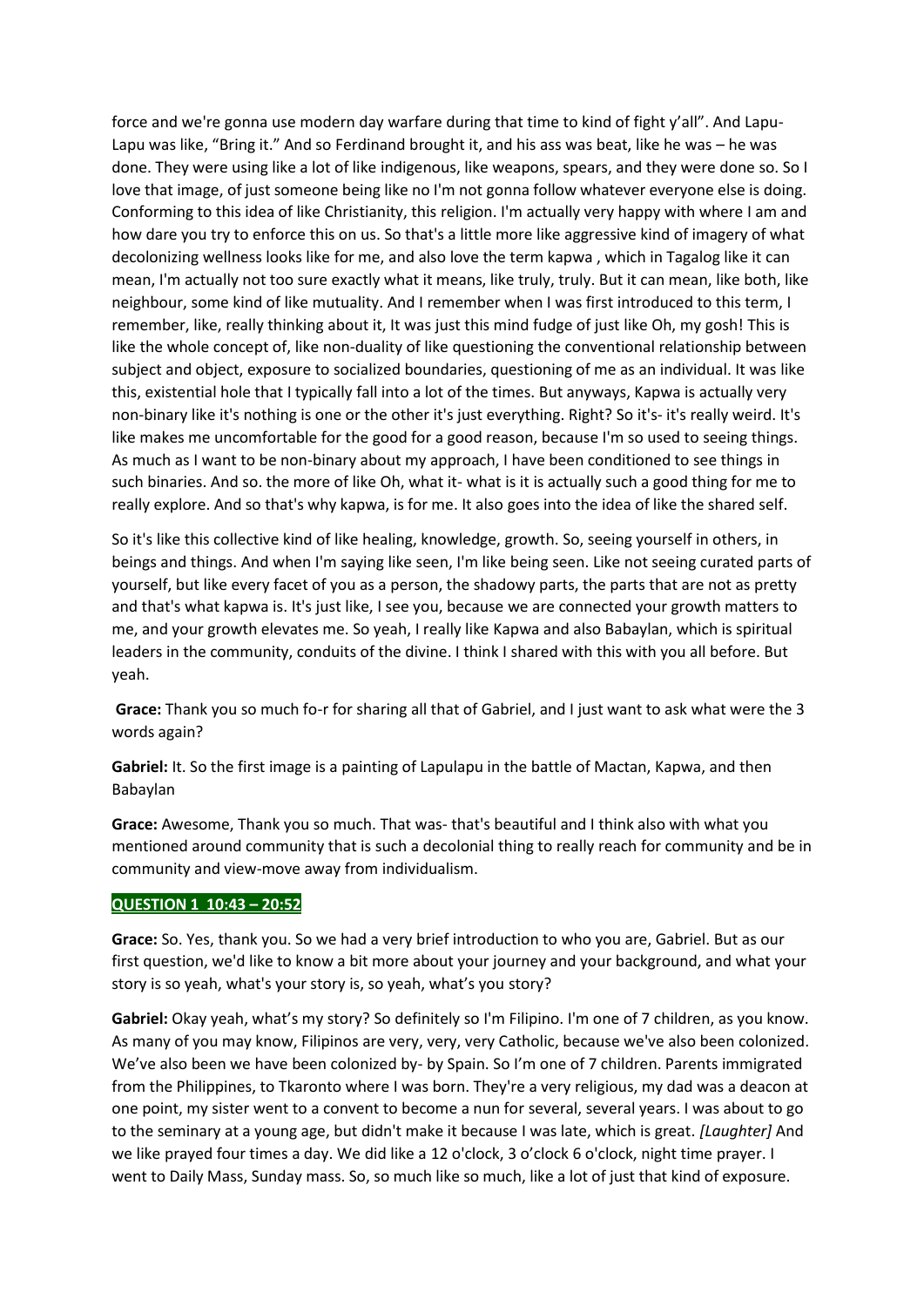force and we're gonna use modern day warfare during that time to kind of fight y'all". And Lapu-Lapu was like, "Bring it." And so Ferdinand brought it, and his ass was beat, like he was – he was done. They were using like a lot of like indigenous, like weapons, spears, and they were done so. So I love that image, of just someone being like no I'm not gonna follow whatever everyone else is doing. Conforming to this idea of like Christianity, this religion. I'm actually very happy with where I am and how dare you try to enforce this on us. So that's a little more like aggressive kind of imagery of what decolonizing wellness looks like for me, and also love the term kapwa , which in Tagalog like it can mean, I'm actually not too sure exactly what it means, like truly, truly. But it can mean, like both, like neighbour, some kind of like mutuality. And I remember when I was first introduced to this term, I remember, like, really thinking about it, It was just this mind fudge of just like Oh, my gosh! This is like the whole concept of, like non-duality of like questioning the conventional relationship between subject and object, exposure to socialized boundaries, questioning of me as an individual. It was like this, existential hole that I typically fall into a lot of the times. But anyways, Kapwa is actually very non-binary like it's nothing is one or the other it's just everything. Right? So it's- it's really weird. It's like makes me uncomfortable for the good for a good reason, because I'm so used to seeing things. As much as I want to be non-binary about my approach, I have been conditioned to see things in such binaries. And so. the more of like Oh, what it- what is it is actually such a good thing for me to really explore. And so that's why kapwa, is for me. It also goes into the idea of like the shared self.

So it's like this collective kind of like healing, knowledge, growth. So, seeing yourself in others, in beings and things. And when I'm saying like seen, I'm like being seen. Like not seeing curated parts of yourself, but like every facet of you as a person, the shadowy parts, the parts that are not as pretty and that's what kapwa is. It's just like, I see you, because we are connected your growth matters to me, and your growth elevates me. So yeah, I really like Kapwa and also Babaylan, which is spiritual leaders in the community, conduits of the divine. I think I shared with this with you all before. But yeah.

**Grace:** Thank you so much fo-r for sharing all that of Gabriel, and I just want to ask what were the 3 words again?

**Gabriel:** It. So the first image is a painting of Lapulapu in the battle of Mactan, Kapwa, and then Babaylan

**Grace:** Awesome, Thank you so much. That was- that's beautiful and I think also with what you mentioned around community that is such a decolonial thing to really reach for community and be in community and view-move away from individualism.

**QUESTION 1 10:43 – 20:52**

**Grace:** So. Yes, thank you. So we had a very brief introduction to who you are, Gabriel. But as our first question, we'd like to know a bit more about your journey and your background, and what your story is so yeah, what's your story is, so yeah, what's you story?

**Gabriel:** Okay yeah, what's my story? So definitely so I'm Filipino. I'm one of 7 children, as you know. As many of you may know, Filipinos are very, very, very Catholic, because we've also been colonized. We've also been we have been colonized by- by Spain. So I'm one of 7 children. Parents immigrated from the Philippines, to Tkaronto where I was born. They're a very religious, my dad was a deacon at one point, my sister went to a convent to become a nun for several, several years. I was about to go to the seminary at a young age, but didn't make it because I was late, which is great. *[Laughter]* And we like prayed four times a day. We did like a 12 o'clock, 3 o'clock 6 o'clock, night time prayer. I went to Daily Mass, Sunday mass. So, so much like so much, like a lot of just that kind of exposure.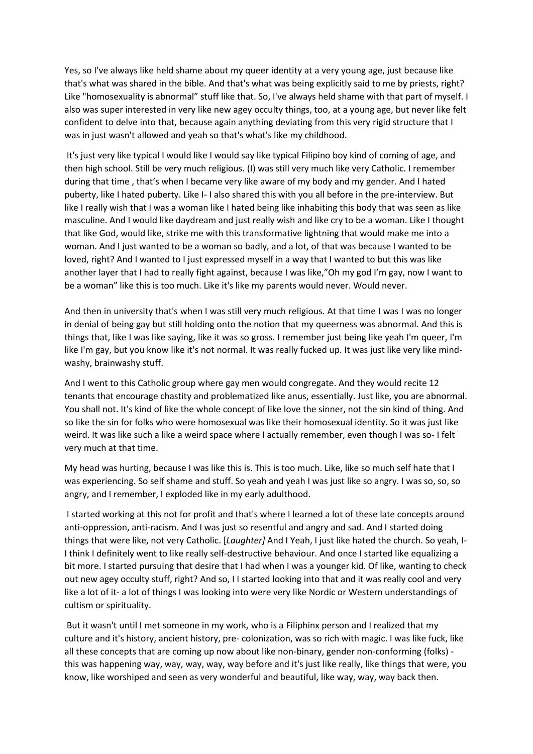Yes, so I've always like held shame about my queer identity at a very young age, just because like that's what was shared in the bible. And that's what was being explicitly said to me by priests, right? Like "homosexuality is abnormal" stuff like that. So, I've always held shame with that part of myself. I also was super interested in very like new agey occulty things, too, at a young age, but never like felt confident to delve into that, because again anything deviating from this very rigid structure that I was in just wasn't allowed and yeah so that's what's like my childhood.

It's just very like typical I would like I would say like typical Filipino boy kind of coming of age, and then high school. Still be very much religious. (I) was still very much like very Catholic. I remember during that time , that's when I became very like aware of my body and my gender. And I hated puberty, like I hated puberty. Like I- I also shared this with you all before in the pre-interview. But like I really wish that I was a woman like I hated being like inhabiting this body that was seen as like masculine. And I would like daydream and just really wish and like cry to be a woman. Like I thought that like God, would like, strike me with this transformative lightning that would make me into a woman. And I just wanted to be a woman so badly, and a lot, of that was because I wanted to be loved, right? And I wanted to I just expressed myself in a way that I wanted to but this was like another layer that I had to really fight against, because I was like,"Oh my god I'm gay, now I want to be a woman" like this is too much. Like it's like my parents would never. Would never.

And then in university that's when I was still very much religious. At that time I was I was no longer in denial of being gay but still holding onto the notion that my queerness was abnormal. And this is things that, like I was like saying, like it was so gross. I remember just being like yeah I'm queer, I'm like I'm gay, but you know like it's not normal. It was really fucked up. It was just like very like mind-washy, brainwashy stuff.

And I went to this Catholic group where gay men would congregate. And they would recite 12 tenants that encourage chastity and problematized like anus, essentially. Just like, you are abnormal. You shall not. It's kind of like the whole concept of like love the sinner, not the sin kind of thing. And so like the sin for folks who were homosexual was like their homosexual identity. So it was just like weird. It was like such a like a weird space where I actually remember, even though I was so- I felt very much at that time.

My head was hurting, because I was like this is. This is too much. Like, like so much self hate that I was experiencing. So self shame and stuff. So yeah and yeah I was just like so angry. I was so, so, so angry, and I remember, I exploded like in my early adulthood.

I started working at this not for profit and that's where I learned a lot of these late concepts around anti-oppression, anti-racism. And I was just so resentful and angry and sad. And I started doing things that were like, not very Catholic. [*Laughter]* And I Yeah, I just like hated the church. So yeah, I- I think I definitely went to like really self-destructive behaviour. And once I started like equalizing a bit more. I started pursuing that desire that I had when I was a younger kid. Of like, wanting to check out new agey occulty stuff, right? And so, I I started looking into that and it was really cool and very like a lot of it- a lot of things I was looking into were very like Nordic or Western understandings of cultism or spirituality.

But it wasn't until I met someone in my work, who is a Filiphinx person and I realized that my culture and it's history, ancient history, pre- colonization, was so rich with magic. I was like fuck, like all these concepts that are coming up now about like non-binary, gender non-conforming (folks) - this was happening way, way, way, way, way before and it's just like really, like things that were, you know, like worshiped and seen as very wonderful and beautiful, like way, way, way back then.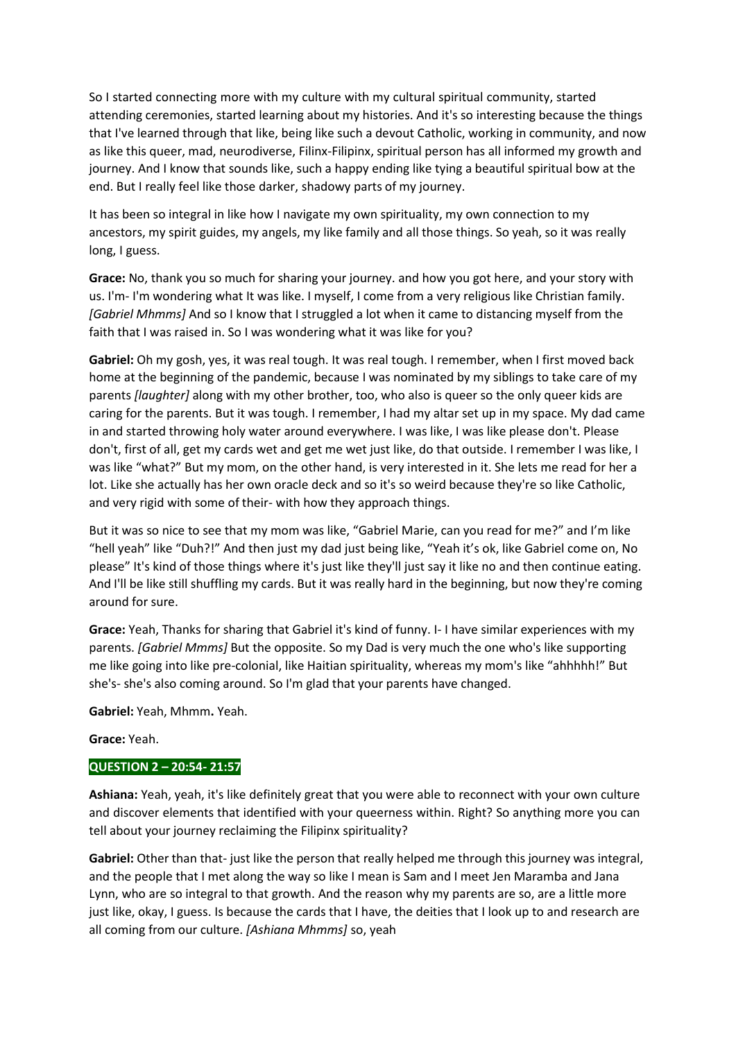So I started connecting more with my culture with my cultural spiritual community, started attending ceremonies, started learning about my histories. And it's so interesting because the things that I've learned through that like, being like such a devout Catholic, working in community, and now as like this queer, mad, neurodiverse, Filinx-Filipinx, spiritual person has all informed my growth and journey. And I know that sounds like, such a happy ending like tying a beautiful spiritual bow at the end. But I really feel like those darker, shadowy parts of my journey.

It has been so integral in like how I navigate my own spirituality, my own connection to my ancestors, my spirit guides, my angels, my like family and all those things. So yeah, so it was really long, I guess.

**Grace:** No, thank you so much for sharing your journey. and how you got here, and your story with us. I'm- I'm wondering what It was like. I myself, I come from a very religious like Christian family. *[Gabriel Mhmms]* And so I know that I struggled a lot when it came to distancing myself from the faith that I was raised in. So I was wondering what it was like for you?

**Gabriel:** Oh my gosh, yes, it was real tough. It was real tough. I remember, when I first moved back home at the beginning of the pandemic, because I was nominated by my siblings to take care of my parents *[laughter]* along with my other brother, too, who also is queer so the only queer kids are caring for the parents. But it was tough. I remember, I had my altar set up in my space. My dad came in and started throwing holy water around everywhere. I was like, I was like please don't. Please don't, first of all, get my cards wet and get me wet just like, do that outside. I remember I was like, I was like "what?" But my mom, on the other hand, is very interested in it. She lets me read for her a lot. Like she actually has her own oracle deck and so it's so weird because they're so like Catholic, and very rigid with some of their- with how they approach things.

But it was so nice to see that my mom was like, "Gabriel Marie, can you read for me?" and I'm like "hell yeah" like "Duh?!" And then just my dad just being like, "Yeah it's ok, like Gabriel come on, No please" It's kind of those things where it's just like they'll just say it like no and then continue eating. And I'll be like still shuffling my cards. But it was really hard in the beginning, but now they're coming around for sure.

**Grace:** Yeah, Thanks for sharing that Gabriel it's kind of funny. I- I have similar experiences with my parents. *[Gabriel Mmms]* But the opposite. So my Dad is very much the one who's like supporting me like going into like pre-colonial, like Haitian spirituality, whereas my mom's like "ahhhhh!" But she's- she's also coming around. So I'm glad that your parents have changed.

**Gabriel:** Yeah, Mhmm**.** Yeah.

**Grace:** Yeah.

**QUESTION 2 – 20:54- 21:57**

**Ashiana:** Yeah, yeah, it's like definitely great that you were able to reconnect with your own culture and discover elements that identified with your queerness within. Right? So anything more you can tell about your journey reclaiming the Filipinx spirituality?

**Gabriel:** Other than that- just like the person that really helped me through this journey was integral, and the people that I met along the way so like I mean is Sam and I meet Jen Maramba and Jana Lynn, who are so integral to that growth. And the reason why my parents are so, are a little more just like, okay, I guess. Is because the cards that I have, the deities that I look up to and research are all coming from our culture. *[Ashiana Mhmms]* so, yeah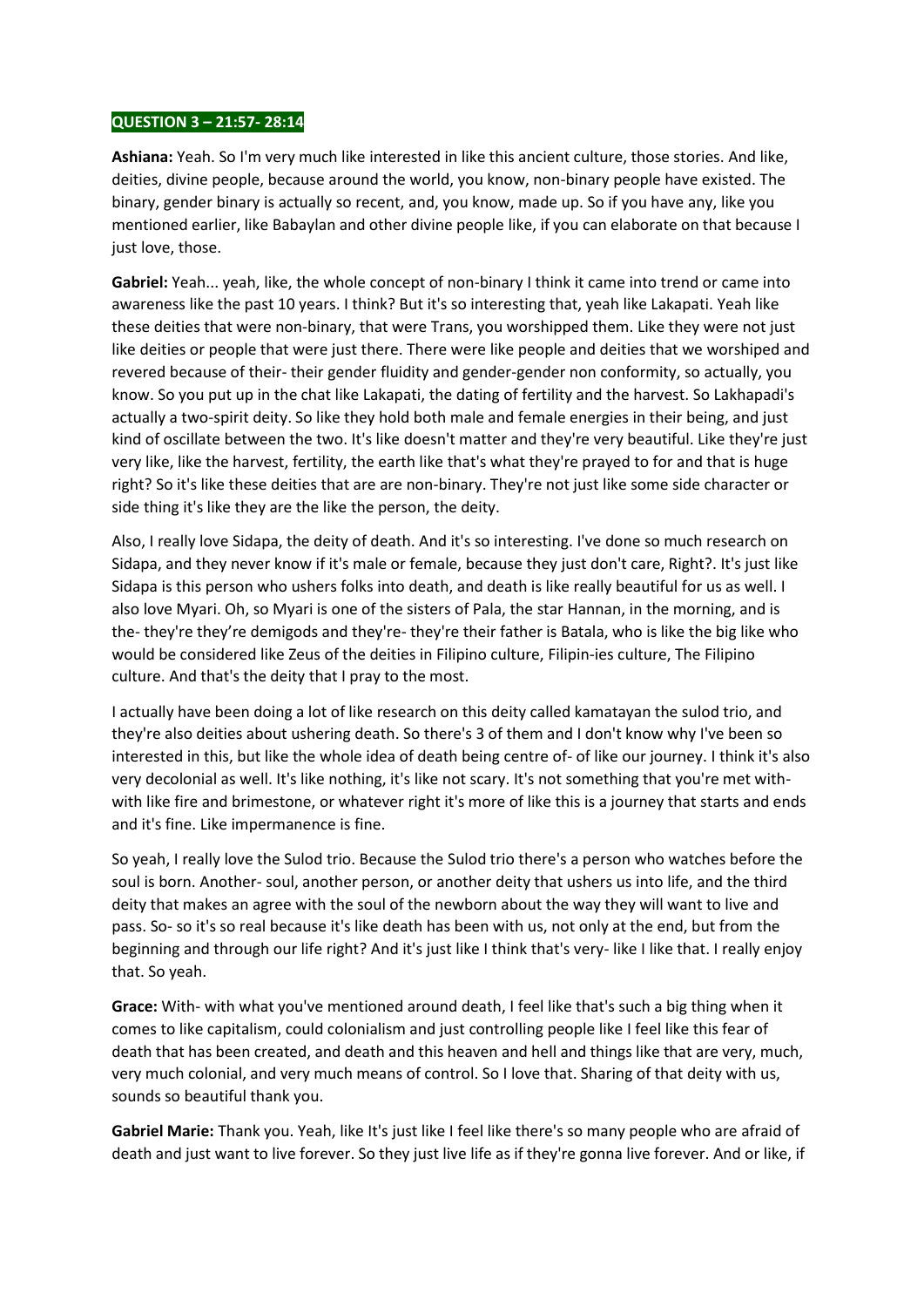**QUESTION 3 – 21:57- 28:14**

**Ashiana:** Yeah. So I'm very much like interested in like this ancient culture, those stories. And like, deities, divine people, because around the world, you know, non-binary people have existed. The binary, gender binary is actually so recent, and, you know, made up. So if you have any, like you mentioned earlier, like Babaylan and other divine people like, if you can elaborate on that because I just love, those.

**Gabriel:** Yeah... yeah, like, the whole concept of non-binary I think it came into trend or came into awareness like the past 10 years. I think? But it's so interesting that, yeah like Lakapati. Yeah like these deities that were non-binary, that were Trans, you worshipped them. Like they were not just like deities or people that were just there. There were like people and deities that we worshiped and revered because of their- their gender fluidity and gender-gender non conformity, so actually, you know. So you put up in the chat like Lakapati, the dating of fertility and the harvest. So Lakhapadi's actually a two-spirit deity. So like they hold both male and female energies in their being, and just kind of oscillate between the two. It's like doesn't matter and they're very beautiful. Like they're just very like, like the harvest, fertility, the earth like that's what they're prayed to for and that is huge right? So it's like these deities that are are non-binary. They're not just like some side character or side thing it's like they are the like the person, the deity.

Also, I really love Sidapa, the deity of death. And it's so interesting. I've done so much research on Sidapa, and they never know if it's male or female, because they just don't care, Right?. It's just like Sidapa is this person who ushers folks into death, and death is like really beautiful for us as well. I also love Myari. Oh, so Myari is one of the sisters of Pala, the star Hannan, in the morning, and is the- they're they're demigods and they're- they're their father is Batala, who is like the big like who would be considered like Zeus of the deities in Filipino culture, Filipin-ies culture, The Filipino culture. And that's the deity that I pray to the most.

I actually have been doing a lot of like research on this deity called kamatayan the sulod trio, and they're also deities about ushering death. So there's 3 of them and I don't know why I've been so interested in this, but like the whole idea of death being centre of- of like our journey. I think it's also very decolonial as well. It's like nothing, it's like not scary. It's not something that you're met with- with like fire and brimestone, or whatever right it's more of like this is a journey that starts and ends and it's fine. Like impermanence is fine.

So yeah, I really love the Sulod trio. Because the Sulod trio there's a person who watches before the soul is born. Another- soul, another person, or another deity that ushers us into life, and the third deity that makes an agree with the soul of the newborn about the way they will want to live and pass. So- so it's so real because it's like death has been with us, not only at the end, but from the beginning and through our life right? And it's just like I think that's very- like I like that. I really enjoy that. So yeah.

**Grace:** With- with what you've mentioned around death, I feel like that's such a big thing when it comes to like capitalism, could colonialism and just controlling people like I feel like this fear of death that has been created, and death and this heaven and hell and things like that are very, much, very very much colonial, and very much means of control. So I love that. Sharing of that deity with us, sounds so beautiful thank you.

**Gabriel Marie:** Thank you. Yeah, like It's just like I feel like there's so many people who are afraid of death and just want to live forever. So they just live life as if they're gonna live forever. And or like, if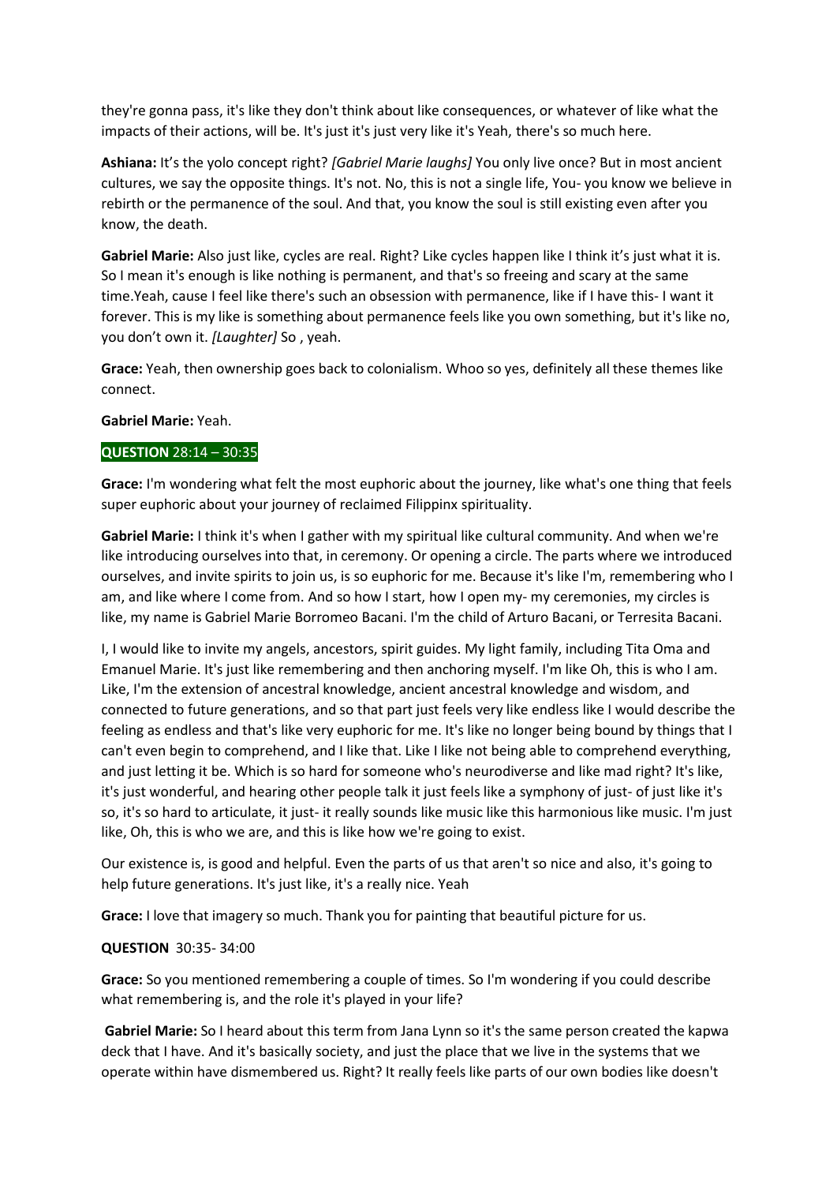they're gonna pass, it's like they don't think about like consequences, or whatever of like what the impacts of their actions, will be. It's just it's just very like it's Yeah, there's so much here.

**Ashiana:** It's the yolo concept right? *[Gabriel Marie laughs]* You only live once? But in most ancient cultures, we say the opposite things. It's not. No, this is not a single life, You- you know we believe in rebirth or the permanence of the soul. And that, you know the soul is still existing even after you know, the death.

**Gabriel Marie:** Also just like, cycles are real. Right? Like cycles happen like I think it's just what it is. So I mean it's enough is like nothing is permanent, and that's so freeing and scary at the same time.Yeah, cause I feel like there's such an obsession with permanence, like if I have this- I want it forever. This is my like is something about permanence feels like you own something, but it's like no, you don't own it. *[Laughter]* So , yeah.

**Grace:** Yeah, then ownership goes back to colonialism. Whoo so yes, definitely all these themes like connect.

**Gabriel Marie:** Yeah.

**QUESTION** 28:14 – 30:35

**Grace:** I'm wondering what felt the most euphoric about the journey, like what's one thing that feels super euphoric about your journey of reclaimed Filippinx spirituality.

**Gabriel Marie:** I think it's when I gather with my spiritual like cultural community. And when we're like introducing ourselves into that, in ceremony. Or opening a circle. The parts where we introduced ourselves, and invite spirits to join us, is so euphoric for me. Because it's like I'm, remembering who I am, and like where I come from. And so how I start, how I open my- my ceremonies, my circles is like, my name is Gabriel Marie Borromeo Bacani. I'm the child of Arturo Bacani, or Terresita Bacani.

I, I would like to invite my angels, ancestors, spirit guides. My light family, including Tita Oma and Emanuel Marie. It's just like remembering and then anchoring myself. I'm like Oh, this is who I am. Like, I'm the extension of ancestral knowledge, ancient ancestral knowledge and wisdom, and connected to future generations, and so that part just feels very like endless like I would describe the feeling as endless and that's like very euphoric for me. It's like no longer being bound by things that I can't even begin to comprehend, and I like that. Like I like not being able to comprehend everything, and just letting it be. Which is so hard for someone who's neurodiverse and like mad right? It's like, it's just wonderful, and hearing other people talk it just feels like a symphony of just- of just like it's so, it's so hard to articulate, it just- it really sounds like music like this harmonious like music. I'm just like, Oh, this is who we are, and this is like how we're going to exist.

Our existence is, is good and helpful. Even the parts of us that aren't so nice and also, it's going to help future generations. It's just like, it's a really nice. Yeah

**Grace:** I love that imagery so much. Thank you for painting that beautiful picture for us.

**QUESTION** 30:35- 34:00

**Grace:** So you mentioned remembering a couple of times. So I'm wondering if you could describe what remembering is, and the role it's played in your life?

**Gabriel Marie:** So I heard about this term from Jana Lynn so it's the same person created the kapwa deck that I have. And it's basically society, and just the place that we live in the systems that we operate within have dismembered us. Right? It really feels like parts of our own bodies like doesn't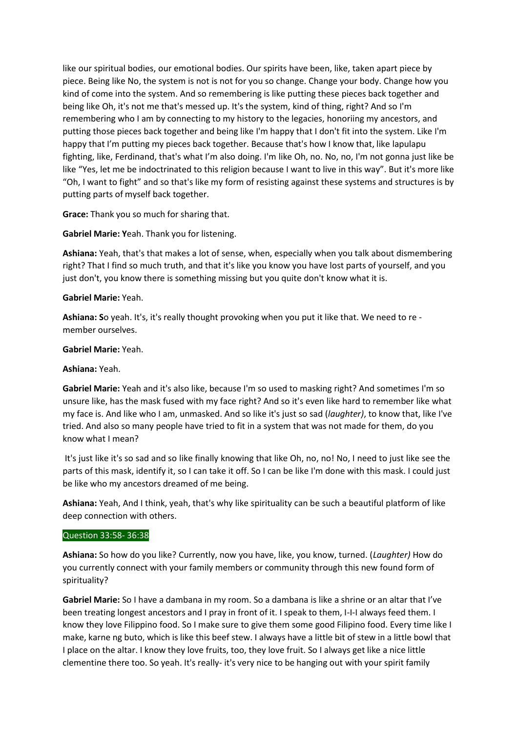like our spiritual bodies, our emotional bodies. Our spirits have been, like, taken apart piece by piece. Being like No, the system is not is not for you so change. Change your body. Change how you kind of come into the system. And so remembering is like putting these pieces back together and being like Oh, it's not me that's messed up. It's the system, kind of thing, right? And so I'm remembering who I am by connecting to my history to the legacies, honoriing my ancestors, and putting those pieces back together and being like I'm happy that I don't fit into the system. Like I'm happy that I'm putting my pieces back together. Because that's how I know that, like lapulapu fighting, like, Ferdinand, that's what I'm also doing. I'm like Oh, no. No, no, I'm not gonna just like be like "Yes, let me be indoctrinated to this religion because I want to live in this way". But it's more like "Oh, I want to fight" and so that's like my form of resisting against these systems and structures is by putting parts of myself back together.

**Grace:** Thank you so much for sharing that.

**Gabriel Marie: Y**eah. Thank you for listening.

**Ashiana:** Yeah, that's that makes a lot of sense, when, especially when you talk about dismembering right? That I find so much truth, and that it's like you know you have lost parts of yourself, and you just don't, you know there is something missing but you quite don't know what it is.

**Gabriel Marie:** Yeah.

**Ashiana: S**o yeah. It's, it's really thought provoking when you put it like that. We need to re - member ourselves.

**Gabriel Marie:** Yeah.

**Ashiana:** Yeah.

**Gabriel Marie:** Yeah and it's also like, because I'm so used to masking right? And sometimes I'm so unsure like, has the mask fused with my face right? And so it's even like hard to remember like what my face is. And like who I am, unmasked. And so like it's just so sad (*laughter)*, to know that, like I've tried. And also so many people have tried to fit in a system that was not made for them, do you know what I mean?

It's just like it's so sad and so like finally knowing that like Oh, no, no! No, I need to just like see the parts of this mask, identify it, so I can take it off. So I can be like I'm done with this mask. I could just be like who my ancestors dreamed of me being.

**Ashiana:** Yeah, And I think, yeah, that's why like spirituality can be such a beautiful platform of like deep connection with others.

Question 33:58- 36:38

**Ashiana:** So how do you like? Currently, now you have, like, you know, turned. (*Laughter)* How do you currently connect with your family members or community through this new found form of spirituality?

**Gabriel Marie:** So I have a dambana in my room. So a dambana is like a shrine or an altar that I've been treating longest ancestors and I pray in front of it. I speak to them, I-I-I always feed them. I know they love Filipino food. So I make sure to give them some good Filipino food. Every time like I make, karne ng buto, which is like this beef stew. I always have a little bit of stew in a little bowl that I place on the altar. I know they love fruits, too, they love fruit. So I always get like a nice little clementine there too. So yeah. It's really- it's very nice to be hanging out with your spirit family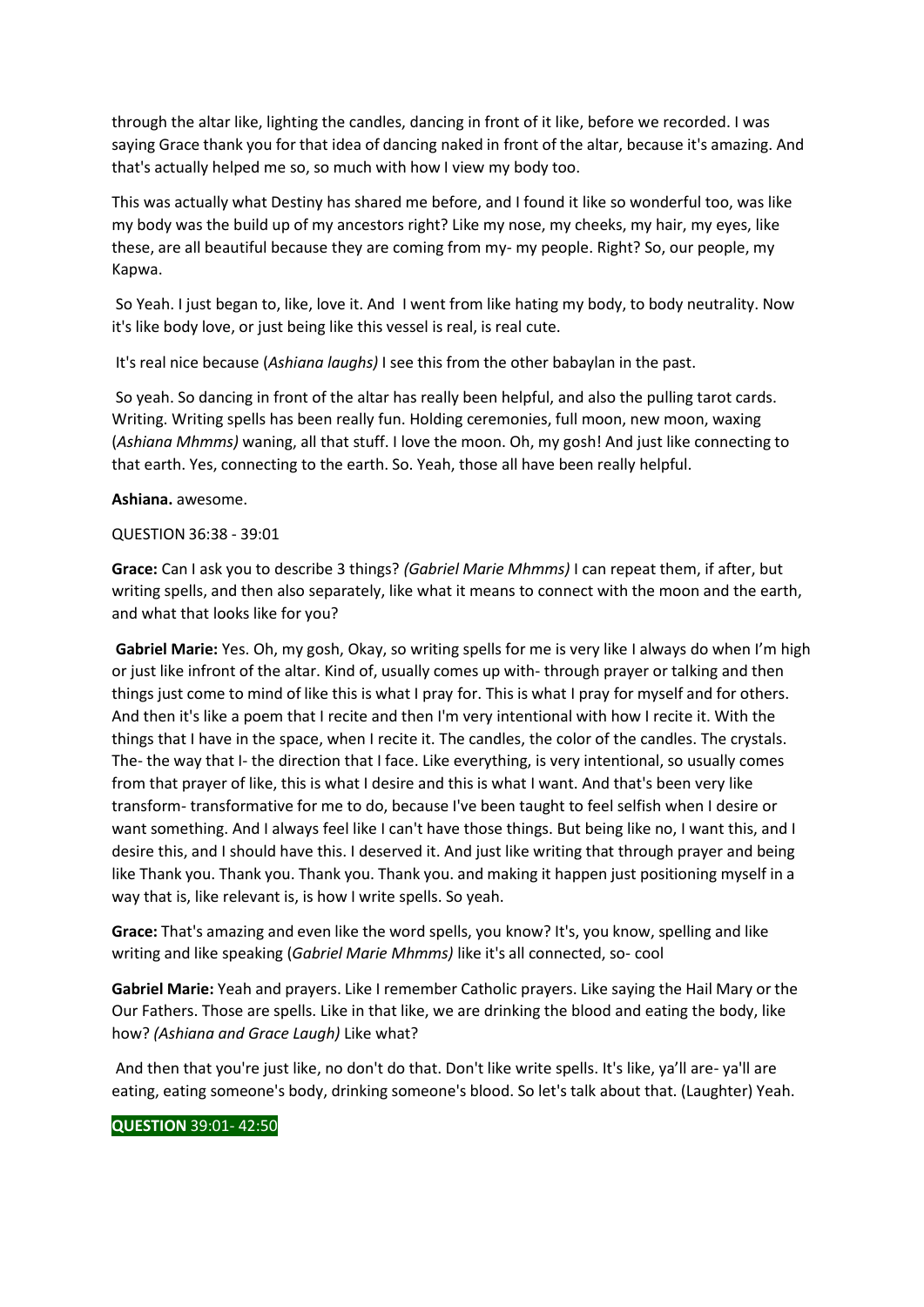through the altar like, lighting the candles, dancing in front of it like, before we recorded. I was saying Grace thank you for that idea of dancing naked in front of the altar, because it's amazing. And that's actually helped me so, so much with how I view my body too.

This was actually what Destiny has shared me before, and I found it like so wonderful too, was like my body was the build up of my ancestors right? Like my nose, my cheeks, my hair, my eyes, like these, are all beautiful because they are coming from my- my people. Right? So, our people, my Kapwa.

So Yeah. I just began to, like, love it. And I went from like hating my body, to body neutrality. Now it's like body love, or just being like this vessel is real, is real cute.

It's real nice because (*Ashiana laughs)* I see this from the other babaylan in the past.

So yeah. So dancing in front of the altar has really been helpful, and also the pulling tarot cards. Writing. Writing spells has been really fun. Holding ceremonies, full moon, new moon, waxing (*Ashiana Mhmms)* waning, all that stuff. I love the moon. Oh, my gosh! And just like connecting to that earth. Yes, connecting to the earth. So. Yeah, those all have been really helpful.

**Ashiana.** awesome.

QUESTION 36:38 - 39:01

**Grace:** Can I ask you to describe 3 things? *(Gabriel Marie Mhmms)* I can repeat them, if after, but writing spells, and then also separately, like what it means to connect with the moon and the earth, and what that looks like for you?

**Gabriel Marie:** Yes. Oh, my gosh, Okay, so writing spells for me is very like I always do when I'm high or just like infront of the altar. Kind of, usually comes up with- through prayer or talking and then things just come to mind of like this is what I pray for. This is what I pray for myself and for others. And then it's like a poem that I recite and then I'm very intentional with how I recite it. With the things that I have in the space, when I recite it. The candles, the color of the candles. The crystals. The- the way that I- the direction that I face. Like everything, is very intentional, so usually comes from that prayer of like, this is what I desire and this is what I want. And that's been very like transform- transformative for me to do, because I've been taught to feel selfish when I desire or want something. And I always feel like I can't have those things. But being like no, I want this, and I desire this, and I should have this. I deserved it. And just like writing that through prayer and being like Thank you. Thank you. Thank you. Thank you. and making it happen just positioning myself in a way that is, like relevant is, is how I write spells. So yeah.

**Grace:** That's amazing and even like the word spells, you know? It's, you know, spelling and like writing and like speaking (*Gabriel Marie Mhmms)* like it's all connected, so- cool

**Gabriel Marie:** Yeah and prayers. Like I remember Catholic prayers. Like saying the Hail Mary or the Our Fathers. Those are spells. Like in that like, we are drinking the blood and eating the body, like how? *(Ashiana and Grace Laugh)* Like what?

And then that you're just like, no don't do that. Don't like write spells. It's like, ya'll are- ya'll are eating, eating someone's body, drinking someone's blood. So let's talk about that. (Laughter) Yeah.

**QUESTION** 39:01- 42:50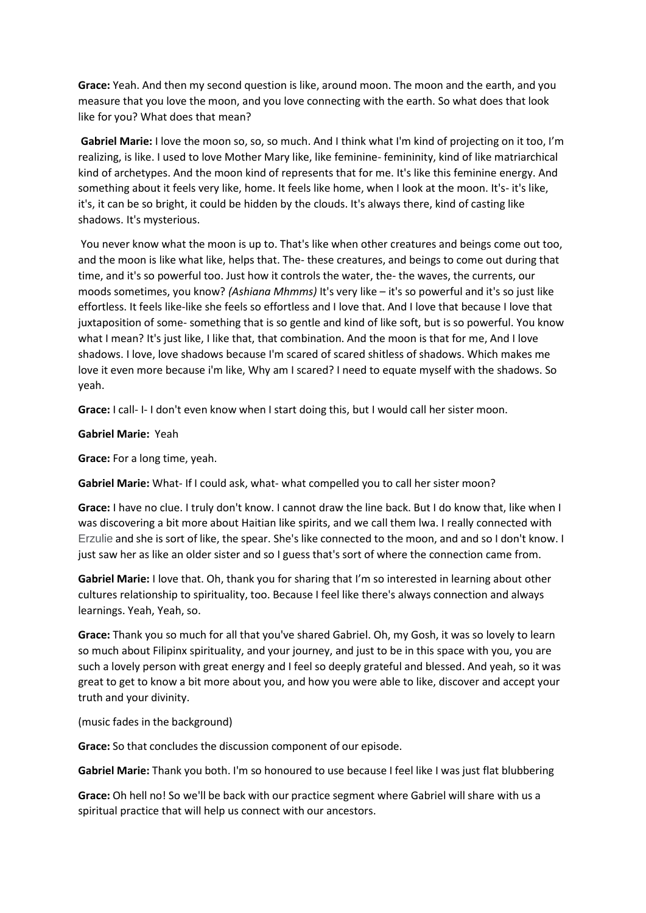**Grace:** Yeah. And then my second question is like, around moon. The moon and the earth, and you measure that you love the moon, and you love connecting with the earth. So what does that look like for you? What does that mean?

**Gabriel Marie:** I love the moon so, so, so much. And I think what I'm kind of projecting on it too, I'm realizing, is like. I used to love Mother Mary like, like feminine- femininity, kind of like matriarchical kind of archetypes. And the moon kind of represents that for me. It's like this feminine energy. And something about it feels very like, home. It feels like home, when I look at the moon. It's- it's like, it's, it can be so bright, it could be hidden by the clouds. It's always there, kind of casting like shadows. It's mysterious.

You never know what the moon is up to. That's like when other creatures and beings come out too, and the moon is like what like, helps that. The- these creatures, and beings to come out during that time, and it's so powerful too. Just how it controls the water, the- the waves, the currents, our moods sometimes, you know? *(Ashiana Mhmms)* It's very like – it's so powerful and it's so just like effortless. It feels like-like she feels so effortless and I love that. And I love that because I love that juxtaposition of some- something that is so gentle and kind of like soft, but is so powerful. You know what I mean? It's just like, I like that, that combination. And the moon is that for me, And I love shadows. I love, love shadows because I'm scared of scared shitless of shadows. Which makes me love it even more because i'm like, Why am I scared? I need to equate myself with the shadows. So yeah.

**Grace:** I call- I- I don't even know when I start doing this, but I would call her sister moon.

**Gabriel Marie:** Yeah

**Grace:** For a long time, yeah.

**Gabriel Marie:** What- If I could ask, what- what compelled you to call her sister moon?

**Grace:** I have no clue. I truly don't know. I cannot draw the line back. But I do know that, like when I was discovering a bit more about Haitian like spirits, and we call them lwa. I really connected with Erzulie and she is sort of like, the spear. She's like connected to the moon, and and so I don't know. I just saw her as like an older sister and so I guess that's sort of where the connection came from.

**Gabriel Marie:** I love that. Oh, thank you for sharing that I'm so interested in learning about other cultures relationship to spirituality, too. Because I feel like there's always connection and always learnings. Yeah, Yeah, so.

**Grace:** Thank you so much for all that you've shared Gabriel. Oh, my Gosh, it was so lovely to learn so much about Filipinx spirituality, and your journey, and just to be in this space with you, you are such a lovely person with great energy and I feel so deeply grateful and blessed. And yeah, so it was great to get to know a bit more about you, and how you were able to like, discover and accept your truth and your divinity.

(music fades in the background)

**Grace:** So that concludes the discussion component of our episode.

**Gabriel Marie:** Thank you both. I'm so honoured to use because I feel like I was just flat blubbering

**Grace:** Oh hell no! So we'll be back with our practice segment where Gabriel will share with us a spiritual practice that will help us connect with our ancestors.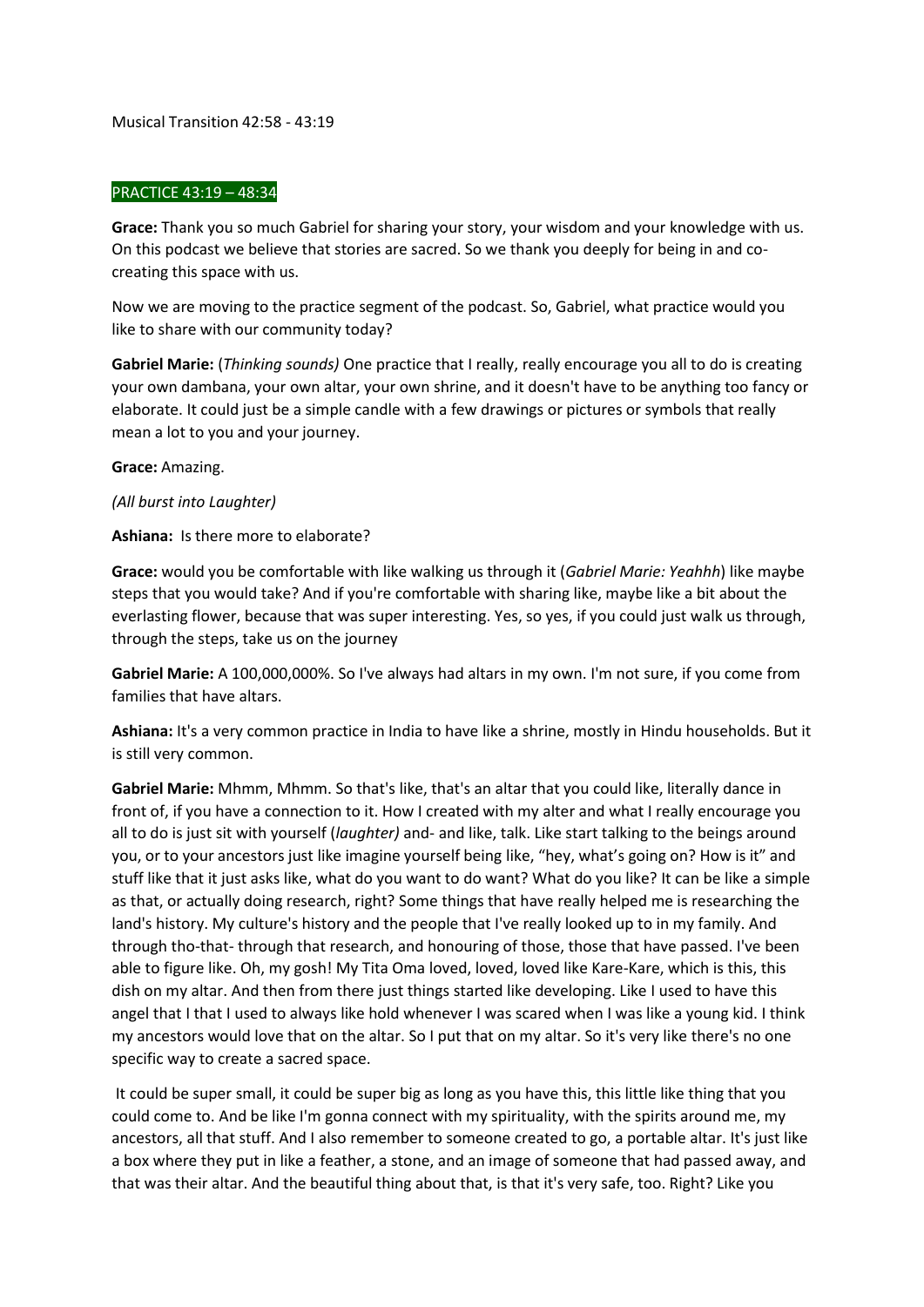Musical Transition 42:58 - 43:19

PRACTICE 43:19 – 48:34

**Grace:** Thank you so much Gabriel for sharing your story, your wisdom and your knowledge with us. On this podcast we believe that stories are sacred. So we thank you deeply for being in and co-creating this space with us.

Now we are moving to the practice segment of the podcast. So, Gabriel, what practice would you like to share with our community today?

**Gabriel Marie:** (*Thinking sounds)* One practice that I really, really encourage you all to do is creating your own dambana, your own altar, your own shrine, and it doesn't have to be anything too fancy or elaborate. It could just be a simple candle with a few drawings or pictures or symbols that really mean a lot to you and your journey.

**Grace:** Amazing.

*(All burst into Laughter)*

**Ashiana:** Is there more to elaborate?

**Grace:** would you be comfortable with like walking us through it (*Gabriel Marie: Yeahhh*) like maybe steps that you would take? And if you're comfortable with sharing like, maybe like a bit about the everlasting flower, because that was super interesting. Yes, so yes, if you could just walk us through, through the steps, take us on the journey

**Gabriel Marie:** A 100,000,000%. So I've always had altars in my own. I'm not sure, if you come from families that have altars.

**Ashiana:** It's a very common practice in India to have like a shrine, mostly in Hindu households. But it is still very common.

**Gabriel Marie:** Mhmm, Mhmm. So that's like, that's an altar that you could like, literally dance in front of, if you have a connection to it. How I created with my alter and what I really encourage you all to do is just sit with yourself (*laughter)* and- and like, talk. Like start talking to the beings around you, or to your ancestors just like imagine yourself being like, "hey, what's going on? How is it" and stuff like that it just asks like, what do you want to do want? What do you like? It can be like a simple as that, or actually doing research, right? Some things that have really helped me is researching the land's history. My culture's history and the people that I've really looked up to in my family. And through tho-that- through that research, and honouring of those, those that have passed. I've been able to figure like. Oh, my gosh! My Tita Oma loved, loved, loved like Kare-Kare, which is this, this dish on my altar. And then from there just things started like developing. Like I used to have this angel that I that I used to always like hold whenever I was scared when I was like a young kid. I think my ancestors would love that on the altar. So I put that on my altar. So it's very like there's no one specific way to create a sacred space.

It could be super small, it could be super big as long as you have this, this little like thing that you could come to. And be like I'm gonna connect with my spirituality, with the spirits around me, my ancestors, all that stuff. And I also remember to someone created to go, a portable altar. It's just like a box where they put in like a feather, a stone, and an image of someone that had passed away, and that was their altar. And the beautiful thing about that, is that it's very safe, too. Right? Like you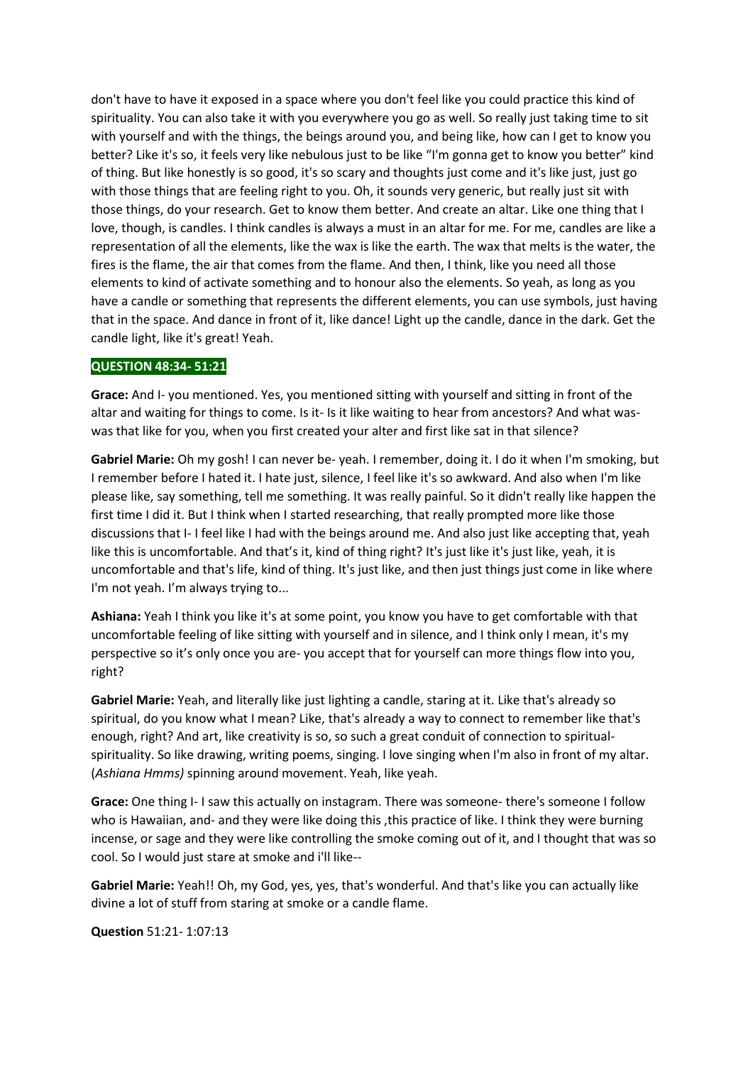don't have to have it exposed in a space where you don't feel like you could practice this kind of spirituality. You can also take it with you everywhere you go as well. So really just taking time to sit with yourself and with the things, the beings around you, and being like, how can I get to know you better? Like it's so, it feels very like nebulous just to be like "I'm gonna get to know you better" kind of thing. But like honestly is so good, it's so scary and thoughts just come and it's like just, just go with those things that are feeling right to you. Oh, it sounds very generic, but really just sit with those things, do your research. Get to know them better. And create an altar. Like one thing that I love, though, is candles. I think candles is always a must in an altar for me. For me, candles are like a representation of all the elements, like the wax is like the earth. The wax that melts is the water, the fires is the flame, the air that comes from the flame. And then, I think, like you need all those elements to kind of activate something and to honour also the elements. So yeah, as long as you have a candle or something that represents the different elements, you can use symbols, just having that in the space. And dance in front of it, like dance! Light up the candle, dance in the dark. Get the candle light, like it's great! Yeah.

**QUESTION 48:34- 51:21**

**Grace:** And I- you mentioned. Yes, you mentioned sitting with yourself and sitting in front of the altar and waiting for things to come. Is it- Is it like waiting to hear from ancestors? And what was-was that like for you, when you first created your alter and first like sat in that silence?

**Gabriel Marie:** Oh my gosh! I can never be- yeah. I remember, doing it. I do it when I'm smoking, but I remember before I hated it. I hate just, silence, I feel like it's so awkward. And also when I'm like please like, say something, tell me something. It was really painful. So it didn't really like happen the first time I did it. But I think when I started researching, that really prompted more like those discussions that I- I feel like I had with the beings around me. And also just like accepting that, yeah like this is uncomfortable. And that's it, kind of thing right? It's just like it's just like, yeah, it is uncomfortable and that's life, kind of thing. It's just like, and then just things just come in like where I'm not yeah. I'm always trying to...

**Ashiana:** Yeah I think you like it's at some point, you know you have to get comfortable with that uncomfortable feeling of like sitting with yourself and in silence, and I think only I mean, it's my perspective so it's only once you are- you accept that for yourself can more things flow into you, right?

**Gabriel Marie:** Yeah, and literally like just lighting a candle, staring at it. Like that's already so spiritual, do you know what I mean? Like, that's already a way to connect to remember like that's enough, right? And art, like creativity is so, so such a great conduit of connection to spiritual-spirituality. So like drawing, writing poems, singing. I love singing when I'm also in front of my altar. (*Ashiana Hmms)* spinning around movement. Yeah, like yeah.

**Grace:** One thing I- I saw this actually on instagram. There was someone- there's someone I follow who is Hawaiian, and- and they were like doing this ,this practice of like. I think they were burning incense, or sage and they were like controlling the smoke coming out of it, and I thought that was so cool. So I would just stare at smoke and i'll like--

**Gabriel Marie:** Yeah!! Oh, my God, yes, yes, that's wonderful. And that's like you can actually like divine a lot of stuff from staring at smoke or a candle flame.

**Question** 51:21- 1:07:13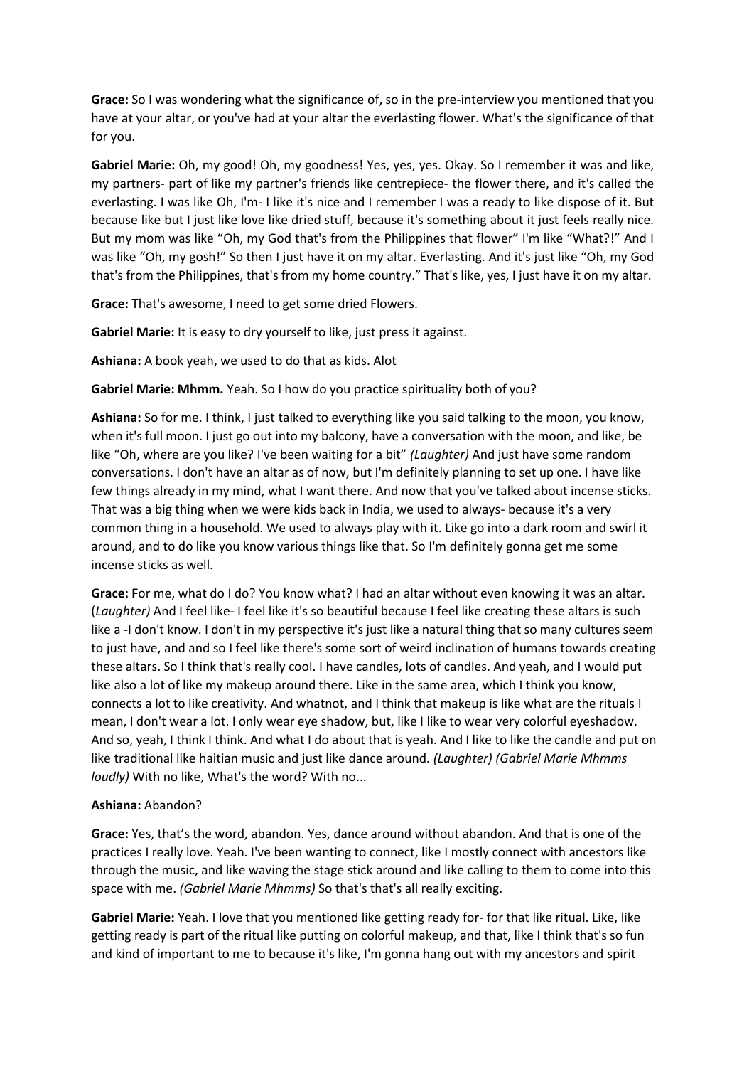**Grace:** So I was wondering what the significance of, so in the pre-interview you mentioned that you have at your altar, or you've had at your altar the everlasting flower. What's the significance of that for you.

**Gabriel Marie:** Oh, my good! Oh, my goodness! Yes, yes, yes. Okay. So I remember it was and like, my partners- part of like my partner's friends like centrepiece- the flower there, and it's called the everlasting. I was like Oh, I'm- I like it's nice and I remember I was a ready to like dispose of it. But because like but I just like love like dried stuff, because it's something about it just feels really nice. But my mom was like "Oh, my God that's from the Philippines that flower" I'm like "What?!" And I was like "Oh, my gosh!" So then I just have it on my altar. Everlasting. And it's just like "Oh, my God that's from the Philippines, that's from my home country." That's like, yes, I just have it on my altar.

**Grace:** That's awesome, I need to get some dried Flowers.

**Gabriel Marie:** It is easy to dry yourself to like, just press it against.

**Ashiana:** A book yeah, we used to do that as kids. Alot

**Gabriel Marie: Mhmm.** Yeah. So I how do you practice spirituality both of you?

**Ashiana:** So for me. I think, I just talked to everything like you said talking to the moon, you know, when it's full moon. I just go out into my balcony, have a conversation with the moon, and like, be like "Oh, where are you like? I've been waiting for a bit" *(Laughter)* And just have some random conversations. I don't have an altar as of now, but I'm definitely planning to set up one. I have like few things already in my mind, what I want there. And now that you've talked about incense sticks. That was a big thing when we were kids back in India, we used to always- because it's a very common thing in a household. We used to always play with it. Like go into a dark room and swirl it around, and to do like you know various things like that. So I'm definitely gonna get me some incense sticks as well.

**Grace: F**or me, what do I do? You know what? I had an altar without even knowing it was an altar. (*Laughter)* And I feel like- I feel like it's so beautiful because I feel like creating these altars is such like a -I don't know. I don't in my perspective it's just like a natural thing that so many cultures seem to just have, and and so I feel like there's some sort of weird inclination of humans towards creating these altars. So I think that's really cool. I have candles, lots of candles. And yeah, and I would put like also a lot of like my makeup around there. Like in the same area, which I think you know, connects a lot to like creativity. And whatnot, and I think that makeup is like what are the rituals I mean, I don't wear a lot. I only wear eye shadow, but, like I like to wear very colorful eyeshadow. And so, yeah, I think I think. And what I do about that is yeah. And I like to like the candle and put on like traditional like haitian music and just like dance around. *(Laughter) (Gabriel Marie Mhmms loudly)* With no like, What's the word? With no...

**Ashiana:** Abandon?

**Grace:** Yes, that's the word, abandon. Yes, dance around without abandon. And that is one of the practices I really love. Yeah. I've been wanting to connect, like I mostly connect with ancestors like through the music, and like waving the stage stick around and like calling to them to come into this space with me. *(Gabriel Marie Mhmms)* So that's that's all really exciting.

**Gabriel Marie:** Yeah. I love that you mentioned like getting ready for- for that like ritual. Like, like getting ready is part of the ritual like putting on colorful makeup, and that, like I think that's so fun and kind of important to me to because it's like, I'm gonna hang out with my ancestors and spirit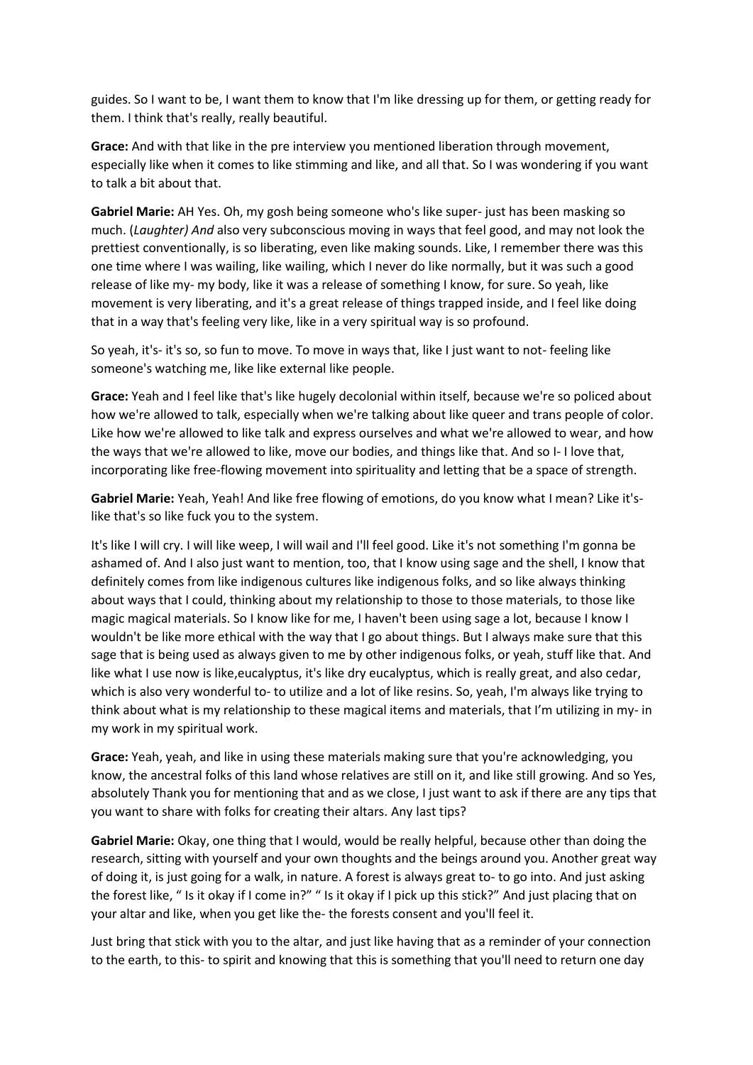guides. So I want to be, I want them to know that I'm like dressing up for them, or getting ready for them. I think that's really, really beautiful.

**Grace:** And with that like in the pre interview you mentioned liberation through movement, especially like when it comes to like stimming and like, and all that. So I was wondering if you want to talk a bit about that.

**Gabriel Marie:** AH Yes. Oh, my gosh being someone who's like super- just has been masking so much. (*Laughter) And* also very subconscious moving in ways that feel good, and may not look the prettiest conventionally, is so liberating, even like making sounds. Like, I remember there was this one time where I was wailing, like wailing, which I never do like normally, but it was such a good release of like my- my body, like it was a release of something I know, for sure. So yeah, like movement is very liberating, and it's a great release of things trapped inside, and I feel like doing that in a way that's feeling very like, like in a very spiritual way is so profound.

So yeah, it's- it's so, so fun to move. To move in ways that, like I just want to not- feeling like someone's watching me, like like external like people.

**Grace:** Yeah and I feel like that's like hugely decolonial within itself, because we're so policed about how we're allowed to talk, especially when we're talking about like queer and trans people of color. Like how we're allowed to like talk and express ourselves and what we're allowed to wear, and how the ways that we're allowed to like, move our bodies, and things like that. And so I- I love that, incorporating like free-flowing movement into spirituality and letting that be a space of strength.

**Gabriel Marie:** Yeah, Yeah! And like free flowing of emotions, do you know what I mean? Like it's- like that's so like fuck you to the system.

It's like I will cry. I will like weep, I will wail and I'll feel good. Like it's not something I'm gonna be ashamed of. And I also just want to mention, too, that I know using sage and the shell, I know that definitely comes from like indigenous cultures like indigenous folks, and so like always thinking about ways that I could, thinking about my relationship to those to those materials, to those like magic magical materials. So I know like for me, I haven't been using sage a lot, because I know I wouldn't be like more ethical with the way that I go about things. But I always make sure that this sage that is being used as always given to me by other indigenous folks, or yeah, stuff like that. And like what I use now is like,eucalyptus, it's like dry eucalyptus, which is really great, and also cedar, which is also very wonderful to- to utilize and a lot of like resins. So, yeah, I'm always like trying to think about what is my relationship to these magical items and materials, that I'm utilizing in my- in my work in my spiritual work.

**Grace:** Yeah, yeah, and like in using these materials making sure that you're acknowledging, you know, the ancestral folks of this land whose relatives are still on it, and like still growing. And so Yes, absolutely Thank you for mentioning that and as we close, I just want to ask if there are any tips that you want to share with folks for creating their altars. Any last tips?

**Gabriel Marie:** Okay, one thing that I would, would be really helpful, because other than doing the research, sitting with yourself and your own thoughts and the beings around you. Another great way of doing it, is just going for a walk, in nature. A forest is always great to- to go into. And just asking the forest like, " Is it okay if I come in?" " Is it okay if I pick up this stick?" And just placing that on your altar and like, when you get like the- the forests consent and you'll feel it.

Just bring that stick with you to the altar, and just like having that as a reminder of your connection to the earth, to this- to spirit and knowing that this is something that you'll need to return one day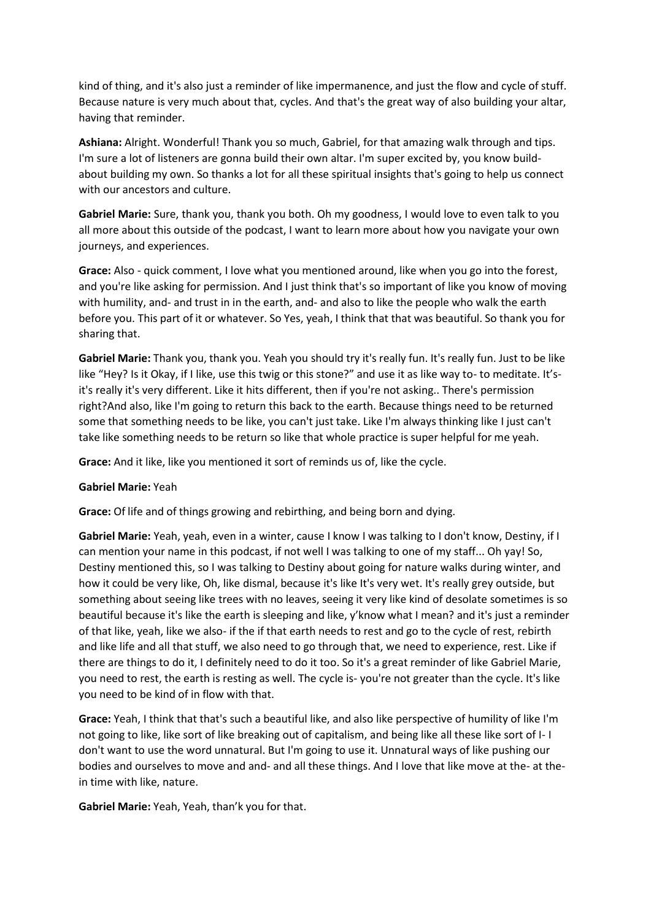kind of thing, and it's also just a reminder of like impermanence, and just the flow and cycle of stuff. Because nature is very much about that, cycles. And that's the great way of also building your altar, having that reminder.

**Ashiana:** Alright. Wonderful! Thank you so much, Gabriel, for that amazing walk through and tips. I'm sure a lot of listeners are gonna build their own altar. I'm super excited by, you know build- about building my own. So thanks a lot for all these spiritual insights that's going to help us connect with our ancestors and culture.

**Gabriel Marie:** Sure, thank you, thank you both. Oh my goodness, I would love to even talk to you all more about this outside of the podcast, I want to learn more about how you navigate your own journeys, and experiences.

**Grace:** Also - quick comment, I love what you mentioned around, like when you go into the forest, and you're like asking for permission. And I just think that's so important of like you know of moving with humility, and- and trust in in the earth, and- and also to like the people who walk the earth before you. This part of it or whatever. So Yes, yeah, I think that that was beautiful. So thank you for sharing that.

**Gabriel Marie:** Thank you, thank you. Yeah you should try it's really fun. It's really fun. Just to be like like "Hey? Is it Okay, if I like, use this twig or this stone?" and use it as like way to- to meditate. It's- it's really it's very different. Like it hits different, then if you're not asking.. There's permission right?And also, like I'm going to return this back to the earth. Because things need to be returned some that something needs to be like, you can't just take. Like I'm always thinking like I just can't take like something needs to be return so like that whole practice is super helpful for me yeah.

**Grace:** And it like, like you mentioned it sort of reminds us of, like the cycle.

**Gabriel Marie:** Yeah

**Grace:** Of life and of things growing and rebirthing, and being born and dying.

**Gabriel Marie:** Yeah, yeah, even in a winter, cause I know I was talking to I don't know, Destiny, if I can mention your name in this podcast, if not well I was talking to one of my staff... Oh yay! So, Destiny mentioned this, so I was talking to Destiny about going for nature walks during winter, and how it could be very like, Oh, like dismal, because it's like It's very wet. It's really grey outside, but something about seeing like trees with no leaves, seeing it very like kind of desolate sometimes is so beautiful because it's like the earth is sleeping and like, y'know what I mean? and it's just a reminder of that like, yeah, like we also- if the if that earth needs to rest and go to the cycle of rest, rebirth and like life and all that stuff, we also need to go through that, we need to experience, rest. Like if there are things to do it, I definitely need to do it too. So it's a great reminder of like Gabriel Marie, you need to rest, the earth is resting as well. The cycle is- you're not greater than the cycle. It's like you need to be kind of in flow with that.

**Grace:** Yeah, I think that that's such a beautiful like, and also like perspective of humility of like I'm not going to like, like sort of like breaking out of capitalism, and being like all these like sort of I- I don't want to use the word unnatural. But I'm going to use it. Unnatural ways of like pushing our bodies and ourselves to move and and- and all these things. And I love that like move at the- at the- in time with like, nature.

**Gabriel Marie:** Yeah, Yeah, than'k you for that.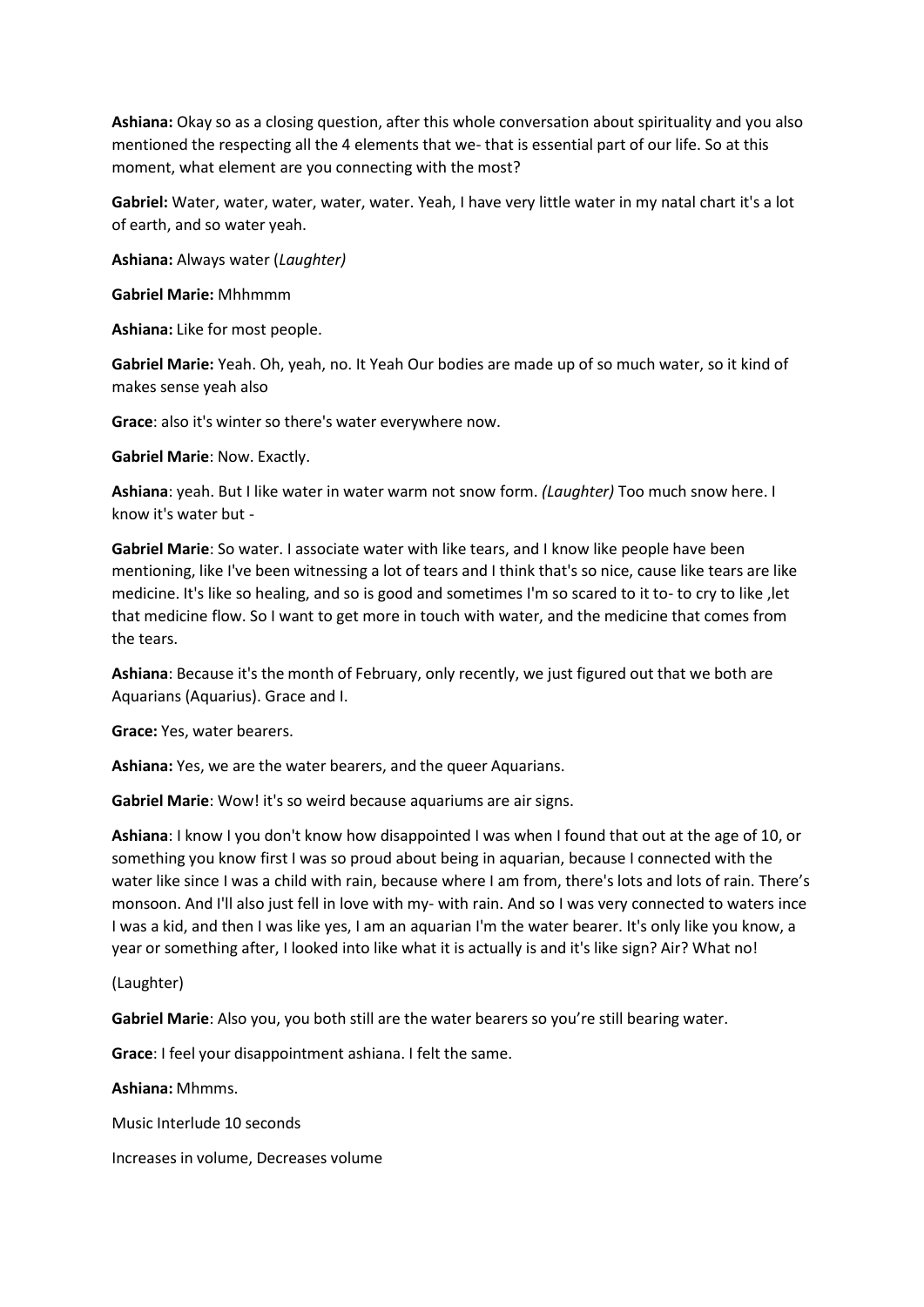**Ashiana:** Okay so as a closing question, after this whole conversation about spirituality and you also mentioned the respecting all the 4 elements that we- that is essential part of our life. So at this moment, what element are you connecting with the most?

**Gabriel:** Water, water, water, water, water. Yeah, I have very little water in my natal chart it's a lot of earth, and so water yeah.

**Ashiana:** Always water (*Laughter)*

**Gabriel Marie:** Mhhmmm

**Ashiana:** Like for most people.

**Gabriel Marie:** Yeah. Oh, yeah, no. It Yeah Our bodies are made up of so much water, so it kind of makes sense yeah also

**Grace**: also it's winter so there's water everywhere now.

**Gabriel Marie**: Now. Exactly.

**Ashiana**: yeah. But I like water in water warm not snow form. *(Laughter)* Too much snow here. I know it's water but -

**Gabriel Marie**: So water. I associate water with like tears, and I know like people have been mentioning, like I've been witnessing a lot of tears and I think that's so nice, cause like tears are like medicine. It's like so healing, and so is good and sometimes I'm so scared to it to- to cry to like ,let that medicine flow. So I want to get more in touch with water, and the medicine that comes from the tears.

**Ashiana**: Because it's the month of February, only recently, we just figured out that we both are Aquarians (Aquarius). Grace and I.

**Grace:** Yes, water bearers.

**Ashiana:** Yes, we are the water bearers, and the queer Aquarians.

**Gabriel Marie**: Wow! it's so weird because aquariums are air signs.

**Ashiana**: I know I you don't know how disappointed I was when I found that out at the age of 10, or something you know first I was so proud about being in aquarian, because I connected with the water like since I was a child with rain, because where I am from, there's lots and lots of rain. There's monsoon. And I'll also just fell in love with my- with rain. And so I was very connected to waters ince I was a kid, and then I was like yes, I am an aquarian I'm the water bearer. It's only like you know, a year or something after, I looked into like what it is actually is and it's like sign? Air? What no!

(Laughter)

**Gabriel Marie**: Also you, you both still are the water bearers so you're still bearing water.

**Grace**: I feel your disappointment ashiana. I felt the same.

**Ashiana:** Mhmms.

Music Interlude 10 seconds

Increases in volume, Decreases volume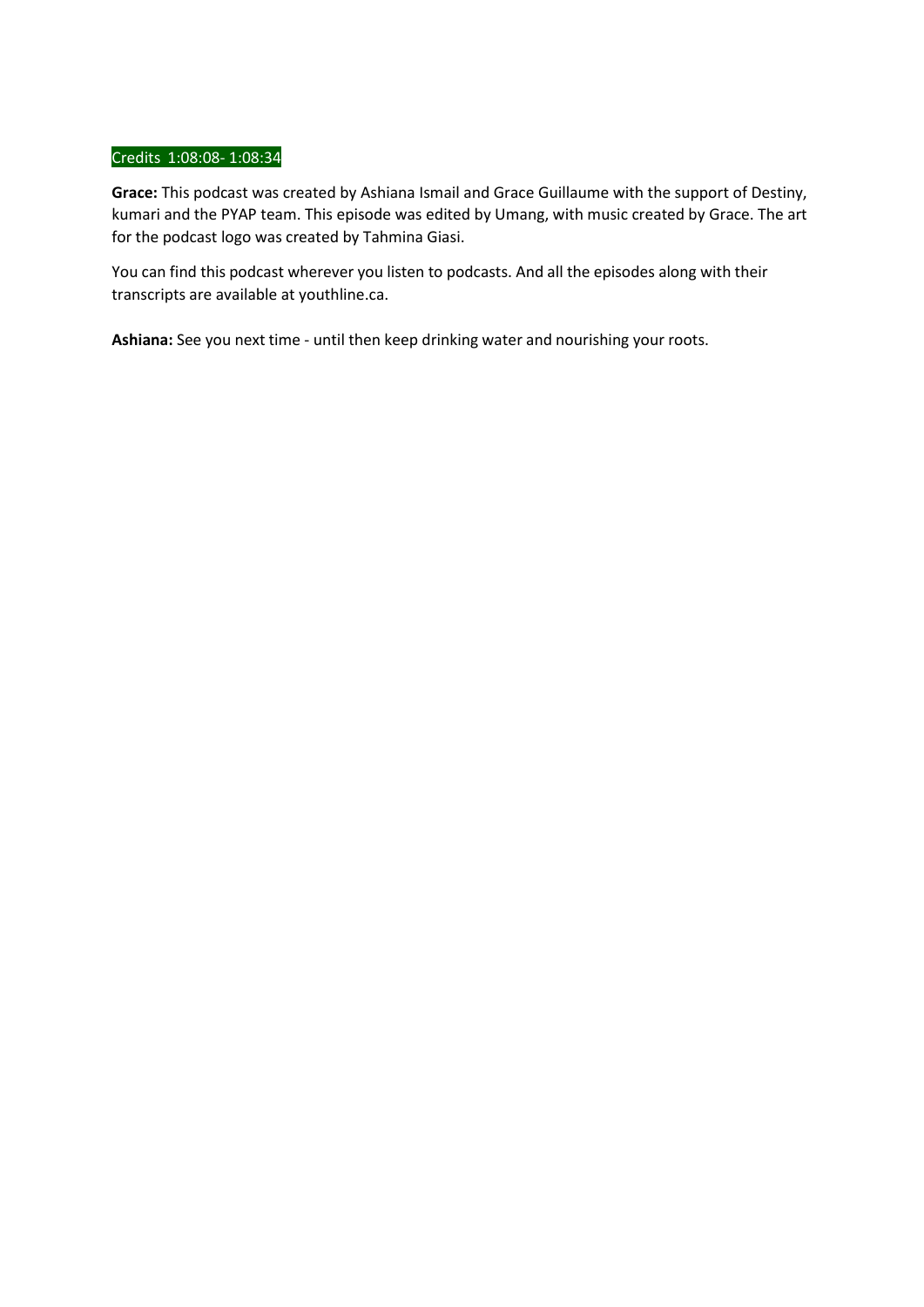Credits 1:08:08- 1:08:34

**Grace:** This podcast was created by Ashiana Ismail and Grace Guillaume with the support of Destiny, kumari and the PYAP team. This episode was edited by Umang, with music created by Grace. The art for the podcast logo was created by Tahmina Giasi.

You can find this podcast wherever you listen to podcasts. And all the episodes along with their transcripts are available at youthline.ca.

**Ashiana:** See you next time - until then keep drinking water and nourishing your roots.